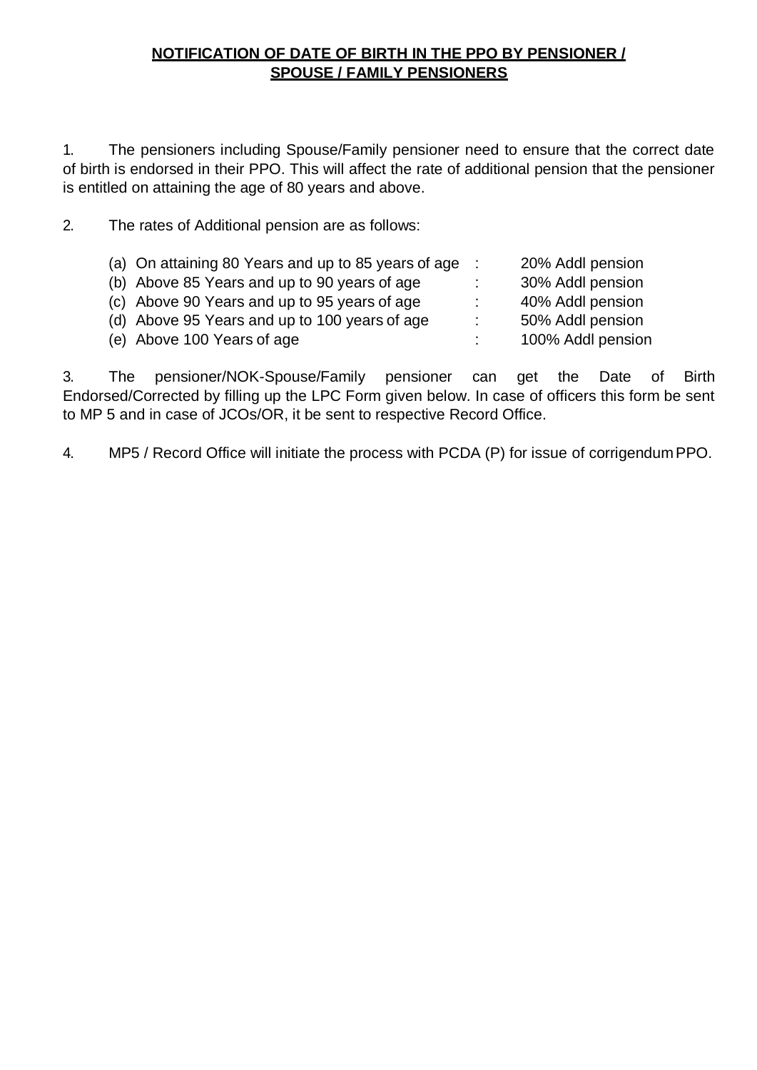# **NOTIFICATION OF DATE OF BIRTH IN THE PPO BY PENSIONER / SPOUSE / FAMILY PENSIONERS**

1. The pensioners including Spouse/Family pensioner need to ensure that the correct date of birth is endorsed in their PPO. This will affect the rate of additional pension that the pensioner is entitled on attaining the age of 80 years and above.

2. The rates of Additional pension are as follows:

| | | |
|---|---|---|
| (a) On attaining 80 Years and up to 85 years of age | : | 20% Addl pension |
| (b) Above 85 Years and up to 90 years of age | : | 30% Addl pension |
| (c) Above 90 Years and up to 95 years of age | : | 40% Addl pension |
| (d) Above 95 Years and up to 100 years of age | : | 50% Addl pension |
| (e) Above 100 Years of age | : | 100% Addl pension |

3. The pensioner/NOK-Spouse/Family pensioner can get the Date of Birth Endorsed/Corrected by filling up the LPC Form given below. In case of officers this form be sent to MP 5 and in case of JCOs/OR, it be sent to respective Record Office.

4. MP5 / Record Office will initiate the process with PCDA (P) for issue of corrigendum PPO.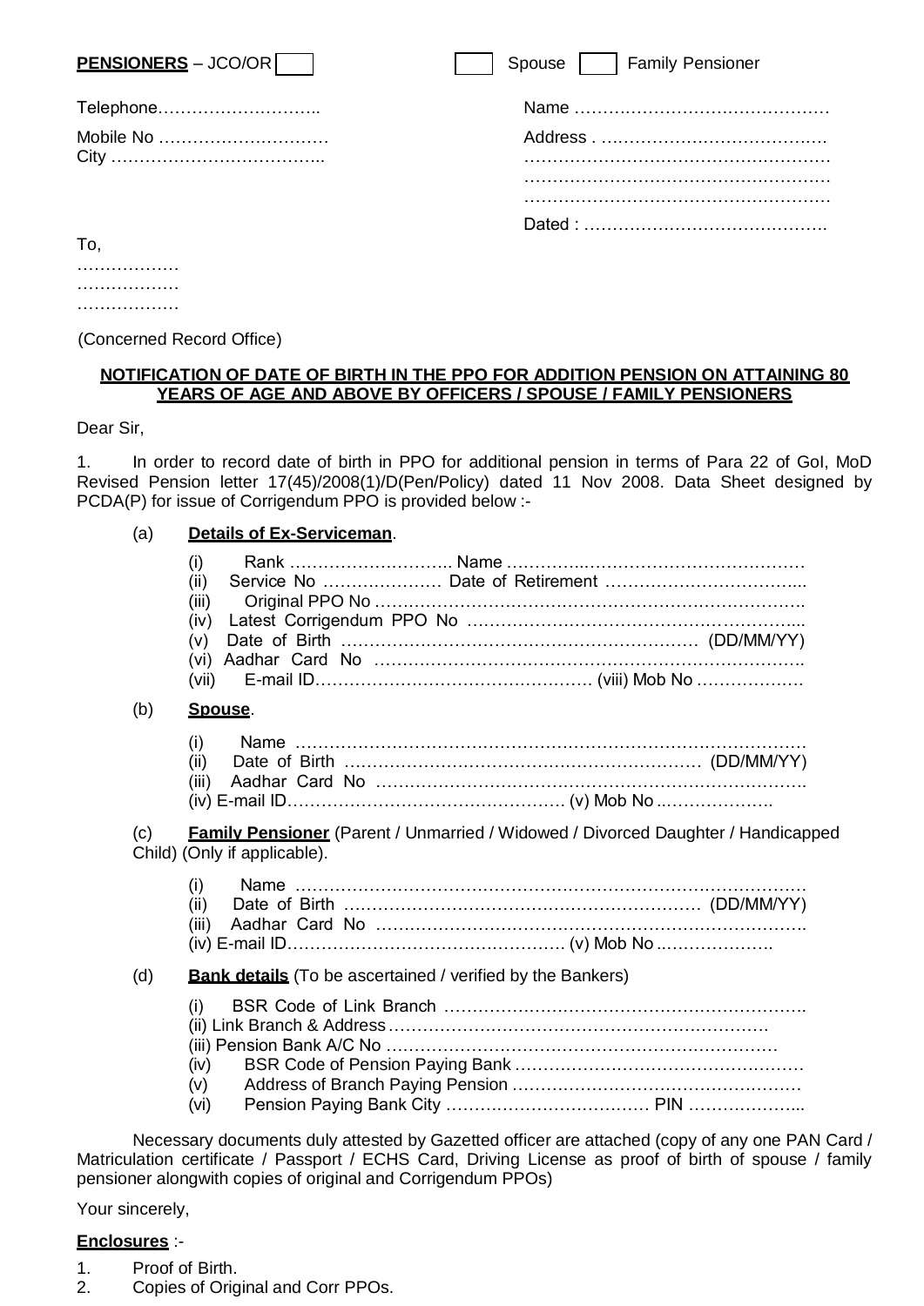**PENSIONERS** – JCO/OR [ ] [ ] Spouse [ ] Family Pensioner

Telephone………………………..

Mobile No …………………………
City ………………………………..

Name ………………………………………

Address . …………………………………
………………………………………………
………………………………………………
………………………………………………

Dated : …………………………………….

To,
………………
………………
………………

(Concerned Record Office)

**NOTIFICATION OF DATE OF BIRTH IN THE PPO FOR ADDITION PENSION ON ATTAINING 80 YEARS OF AGE AND ABOVE BY OFFICERS / SPOUSE / FAMILY PENSIONERS**

Dear Sir,

1. In order to record date of birth in PPO for additional pension in terms of Para 22 of GoI, MoD Revised Pension letter 17(45)/2008(1)/D(Pen/Policy) dated 11 Nov 2008. Data Sheet designed by PCDA(P) for issue of Corrigendum PPO is provided below :-

(a) **Details of Ex-Serviceman**.

(i) Rank ……………………….. Name ………………………………………………
(ii) Service No ………………… Date of Retirement ……………………………...
(iii) Original PPO No ……………………………………………………………………..
(iv) Latest Corrigendum PPO No ………………………………………………...
(v) Date of Birth ……………………………………………………… (DD/MM/YY)
(vi) Aadhar Card No …………………………………………………………………….
(vii) E-mail ID…………………………………………. (viii) Mob No ………………

(b) **Spouse**.

(i) Name …………………………………………………………………………………
(ii) Date of Birth ……………………………………………………… (DD/MM/YY)
(iii) Aadhar Card No …………………………………………………………………….
(iv) E-mail ID…………………………………………. (v) Mob No ………………….

(c) **Family Pensioner** (Parent / Unmarried / Widowed / Divorced Daughter / Handicapped Child) (Only if applicable).

(i) Name …………………………………………………………………………………
(ii) Date of Birth ……………………………………………………… (DD/MM/YY)
(iii) Aadhar Card No …………………………………………………………………….
(iv) E-mail ID…………………………………………. (v) Mob No ………………….

(d) **Bank details** (To be ascertained / verified by the Bankers)

(i) BSR Code of Link Branch ……………………………………………………….
(ii) Link Branch & Address………………………………………………………….
(iii) Pension Bank A/C No …………………………………………………………
(iv) BSR Code of Pension Paying Bank …………………………………………
(v) Address of Branch Paying Pension …………………………………………
(vi) Pension Paying Bank City ……………………………… PIN ………………...

Necessary documents duly attested by Gazetted officer are attached (copy of any one PAN Card / Matriculation certificate / Passport / ECHS Card, Driving License as proof of birth of spouse / family pensioner alongwith copies of original and Corrigendum PPOs)

Your sincerely,

**Enclosures** :-

1. Proof of Birth.
2. Copies of Original and Corr PPOs.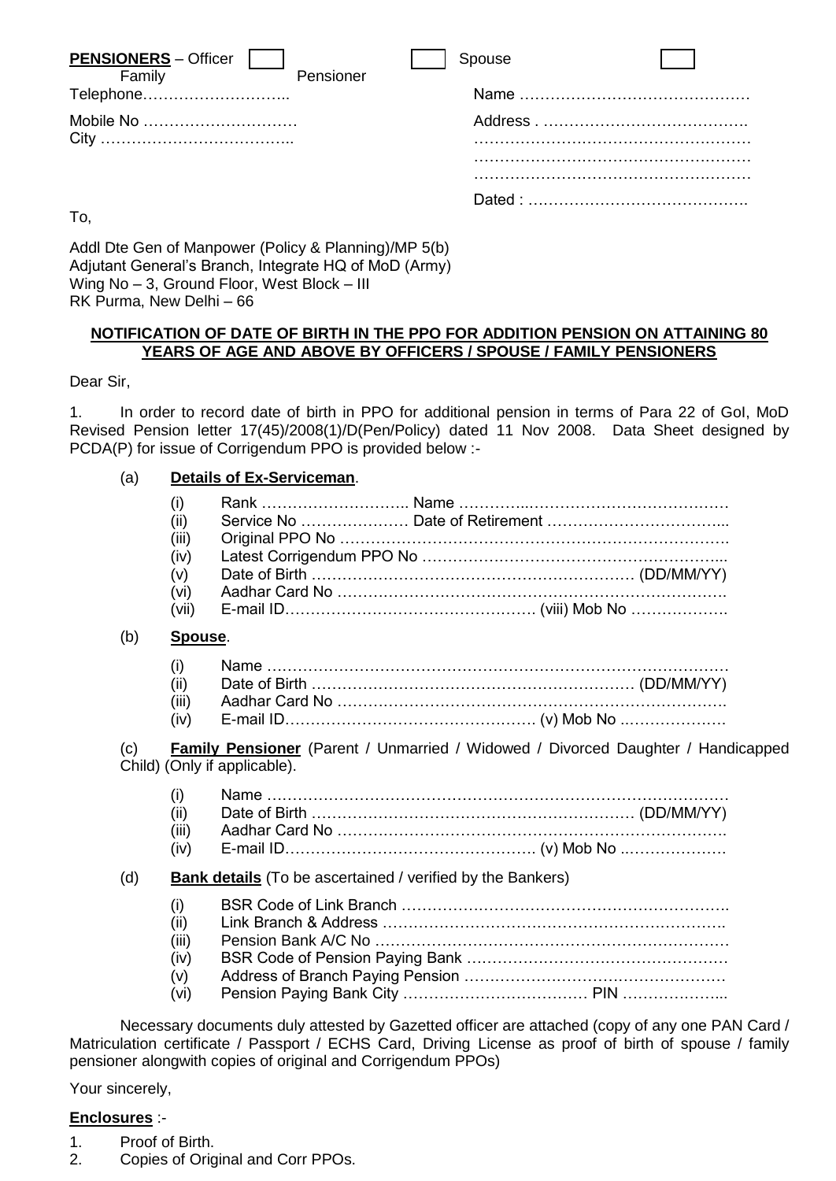**PENSIONERS** – Officer ☐ Family Pensioner ☐ Spouse ☐

Telephone………………………..

Mobile No …………………………

City ………………………………..

Name ………………………………………

Address . …………………………………..

……………………………………………

……………………………………………

……………………………………………

Dated : …………………………………….

To,

Addl Dte Gen of Manpower (Policy & Planning)/MP 5(b)
Adjutant General's Branch, Integrate HQ of MoD (Army)
Wing No – 3, Ground Floor, West Block – III
RK Purma, New Delhi – 66

**NOTIFICATION OF DATE OF BIRTH IN THE PPO FOR ADDITION PENSION ON ATTAINING 80 YEARS OF AGE AND ABOVE BY OFFICERS / SPOUSE / FAMILY PENSIONERS**

Dear Sir,

1. In order to record date of birth in PPO for additional pension in terms of Para 22 of GoI, MoD Revised Pension letter 17(45)/2008(1)/D(Pen/Policy) dated 11 Nov 2008. Data Sheet designed by PCDA(P) for issue of Corrigendum PPO is provided below :-

(a) **Details of Ex-Serviceman**.

(i) Rank ……………………….. Name ……………………………………………
(ii) Service No ………………… Date of Retirement ……………………………..
(iii) Original PPO No ……………………………………………………………….
(iv) Latest Corrigendum PPO No …………………………………………………...
(v) Date of Birth ……………………………………………………… (DD/MM/YY)
(vi) Aadhar Card No ……………………………………………………………….
(vii) E-mail ID…………………………………………. (viii) Mob No ……………….

(b) **Spouse**.

(i) Name ………………………………………………………………………………
(ii) Date of Birth ……………………………………………………… (DD/MM/YY)
(iii) Aadhar Card No ……………………………………………………………….
(iv) E-mail ID…………………………………………. (v) Mob No ………………

(c) **Family Pensioner** (Parent / Unmarried / Widowed / Divorced Daughter / Handicapped Child) (Only if applicable).

(i) Name ………………………………………………………………………………
(ii) Date of Birth ……………………………………………………… (DD/MM/YY)
(iii) Aadhar Card No ……………………………………………………………….
(iv) E-mail ID…………………………………………. (v) Mob No ……………….

(d) **Bank details** (To be ascertained / verified by the Bankers)

(i) BSR Code of Link Branch ……………………………………………………..
(ii) Link Branch & Address ……………………………………………………….
(iii) Pension Bank A/C No …………………………………………………………
(iv) BSR Code of Pension Paying Bank ……………………………………………
(v) Address of Branch Paying Pension ……………………………………………
(vi) Pension Paying Bank City ……………………………… PIN ………………...

Necessary documents duly attested by Gazetted officer are attached (copy of any one PAN Card / Matriculation certificate / Passport / ECHS Card, Driving License as proof of birth of spouse / family pensioner alongwith copies of original and Corrigendum PPOs)

Your sincerely,

**Enclosures** :-

1. Proof of Birth.
2. Copies of Original and Corr PPOs.